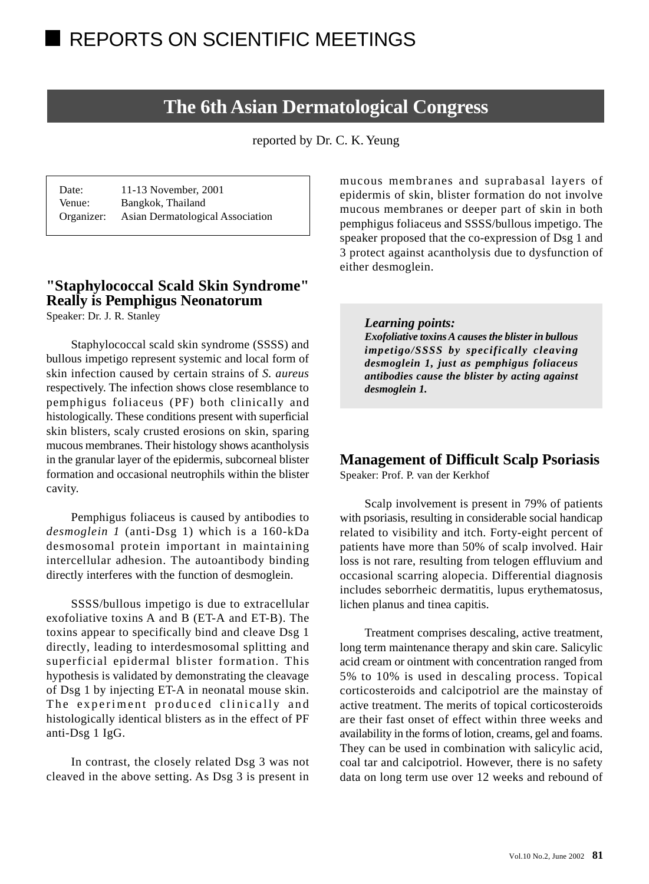# REPORTS ON SCIENTIFIC MEETINGS

## The 6th Asian Dermatological Congress

reported by Dr. C. K. Yeung

| | |
|---|---|
| Date: | 11-13 November, 2001 |
| Venue: | Bangkok, Thailand |
| Organizer: | Asian Dermatological Association |

### "Staphylococcal Scald Skin Syndrome" Really is Pemphigus Neonatorum

Speaker: Dr. J. R. Stanley

Staphylococcal scald skin syndrome (SSSS) and bullous impetigo represent systemic and local form of skin infection caused by certain strains of *S. aureus* respectively. The infection shows close resemblance to pemphigus foliaceus (PF) both clinically and histologically. These conditions present with superficial skin blisters, scaly crusted erosions on skin, sparing mucous membranes. Their histology shows acantholysis in the granular layer of the epidermis, subcorneal blister formation and occasional neutrophils within the blister cavity.

Pemphigus foliaceus is caused by antibodies to *desmoglein 1* (anti-Dsg 1) which is a 160-kDa desmosomal protein important in maintaining intercellular adhesion. The autoantibody binding directly interferes with the function of desmoglein.

SSSS/bullous impetigo is due to extracellular exofoliative toxins A and B (ET-A and ET-B). The toxins appear to specifically bind and cleave Dsg 1 directly, leading to interdesmosomal splitting and superficial epidermal blister formation. This hypothesis is validated by demonstrating the cleavage of Dsg 1 by injecting ET-A in neonatal mouse skin. The experiment produced clinically and histologically identical blisters as in the effect of PF anti-Dsg 1 IgG.

In contrast, the closely related Dsg 3 was not cleaved in the above setting. As Dsg 3 is present in mucous membranes and suprabasal layers of epidermis of skin, blister formation do not involve mucous membranes or deeper part of skin in both pemphigus foliaceus and SSSS/bullous impetigo. The speaker proposed that the co-expression of Dsg 1 and 3 protect against acantholysis due to dysfunction of either desmoglein.

> ***Learning points:***
> ***Exofoliative toxins A causes the blister in bullous impetigo/SSSS by specifically cleaving desmoglein 1, just as pemphigus foliaceus antibodies cause the blister by acting against desmoglein 1.***

### Management of Difficult Scalp Psoriasis

Speaker: Prof. P. van der Kerkhof

Scalp involvement is present in 79% of patients with psoriasis, resulting in considerable social handicap related to visibility and itch. Forty-eight percent of patients have more than 50% of scalp involved. Hair loss is not rare, resulting from telogen effluvium and occasional scarring alopecia. Differential diagnosis includes seborrheic dermatitis, lupus erythematosus, lichen planus and tinea capitis.

Treatment comprises descaling, active treatment, long term maintenance therapy and skin care. Salicylic acid cream or ointment with concentration ranged from 5% to 10% is used in descaling process. Topical corticosteroids and calcipotriol are the mainstay of active treatment. The merits of topical corticosteroids are their fast onset of effect within three weeks and availability in the forms of lotion, creams, gel and foams. They can be used in combination with salicylic acid, coal tar and calcipotriol. However, there is no safety data on long term use over 12 weeks and rebound of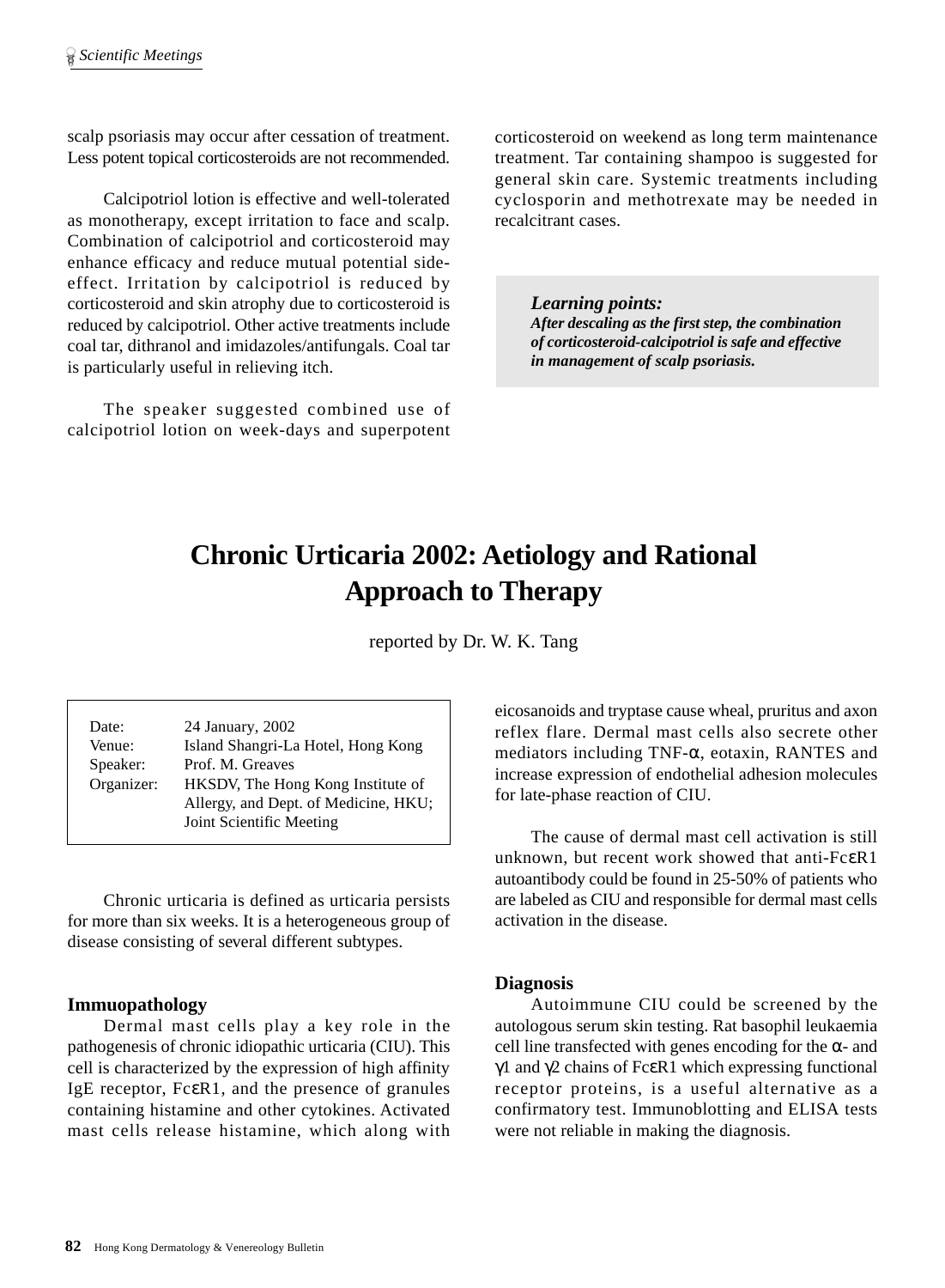scalp psoriasis may occur after cessation of treatment. Less potent topical corticosteroids are not recommended.

Calcipotriol lotion is effective and well-tolerated as monotherapy, except irritation to face and scalp. Combination of calcipotriol and corticosteroid may enhance efficacy and reduce mutual potential side-effect. Irritation by calcipotriol is reduced by corticosteroid and skin atrophy due to corticosteroid is reduced by calcipotriol. Other active treatments include coal tar, dithranol and imidazoles/antifungals. Coal tar is particularly useful in relieving itch.

The speaker suggested combined use of calcipotriol lotion on week-days and superpotent corticosteroid on weekend as long term maintenance treatment. Tar containing shampoo is suggested for general skin care. Systemic treatments including cyclosporin and methotrexate may be needed in recalcitrant cases.

> ***Learning points:***
> ***After descaling as the first step, the combination of corticosteroid-calcipotriol is safe and effective in management of scalp psoriasis.***

# Chronic Urticaria 2002: Aetiology and Rational Approach to Therapy

reported by Dr. W. K. Tang

| | |
|---|---|
| Date: | 24 January, 2002 |
| Venue: | Island Shangri-La Hotel, Hong Kong |
| Speaker: | Prof. M. Greaves |
| Organizer: | HKSDV, The Hong Kong Institute of Allergy, and Dept. of Medicine, HKU; Joint Scientific Meeting |

Chronic urticaria is defined as urticaria persists for more than six weeks. It is a heterogeneous group of disease consisting of several different subtypes.

### Immuopathology

Dermal mast cells play a key role in the pathogenesis of chronic idiopathic urticaria (CIU). This cell is characterized by the expression of high affinity IgE receptor, Fc$\varepsilon$R1, and the presence of granules containing histamine and other cytokines. Activated mast cells release histamine, which along with eicosanoids and tryptase cause wheal, pruritus and axon reflex flare. Dermal mast cells also secrete other mediators including TNF-$\alpha$, eotaxin, RANTES and increase expression of endothelial adhesion molecules for late-phase reaction of CIU.

The cause of dermal mast cell activation is still unknown, but recent work showed that anti-Fc$\varepsilon$R1 autoantibody could be found in 25-50% of patients who are labeled as CIU and responsible for dermal mast cells activation in the disease.

### Diagnosis

Autoimmune CIU could be screened by the autologous serum skin testing. Rat basophil leukaemia cell line transfected with genes encoding for the $\alpha$- and $\gamma$1 and $\gamma$2 chains of Fc$\varepsilon$R1 which expressing functional receptor proteins, is a useful alternative as a confirmatory test. Immunoblotting and ELISA tests were not reliable in making the diagnosis.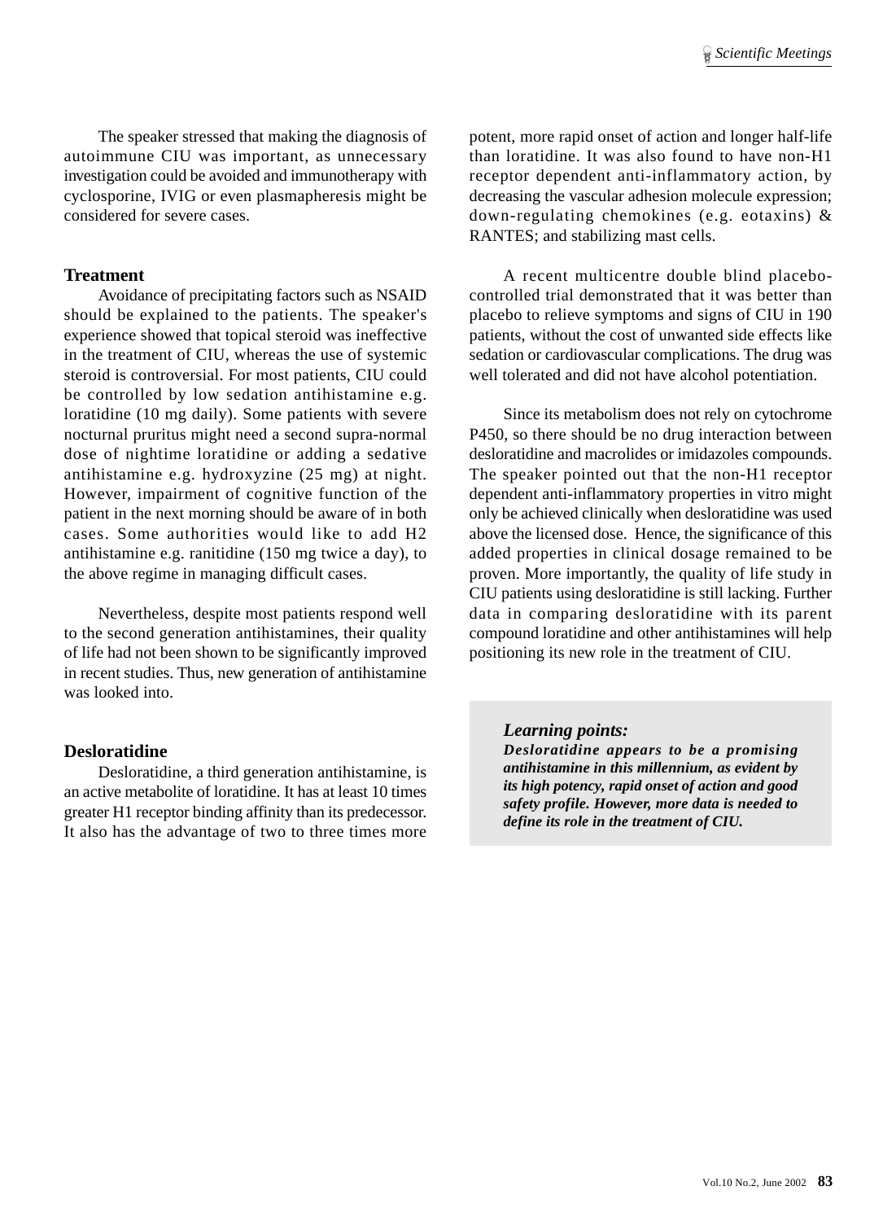The speaker stressed that making the diagnosis of autoimmune CIU was important, as unnecessary investigation could be avoided and immunotherapy with cyclosporine, IVIG or even plasmapheresis might be considered for severe cases.

### Treatment

Avoidance of precipitating factors such as NSAID should be explained to the patients. The speaker's experience showed that topical steroid was ineffective in the treatment of CIU, whereas the use of systemic steroid is controversial. For most patients, CIU could be controlled by low sedation antihistamine e.g. loratidine (10 mg daily). Some patients with severe nocturnal pruritus might need a second supra-normal dose of nightime loratidine or adding a sedative antihistamine e.g. hydroxyzine (25 mg) at night. However, impairment of cognitive function of the patient in the next morning should be aware of in both cases. Some authorities would like to add H2 antihistamine e.g. ranitidine (150 mg twice a day), to the above regime in managing difficult cases.

Nevertheless, despite most patients respond well to the second generation antihistamines, their quality of life had not been shown to be significantly improved in recent studies. Thus, new generation of antihistamine was looked into.

### Desloratidine

Desloratidine, a third generation antihistamine, is an active metabolite of loratidine. It has at least 10 times greater H1 receptor binding affinity than its predecessor. It also has the advantage of two to three times more potent, more rapid onset of action and longer half-life than loratidine. It was also found to have non-H1 receptor dependent anti-inflammatory action, by decreasing the vascular adhesion molecule expression; down-regulating chemokines (e.g. eotaxins) & RANTES; and stabilizing mast cells.

A recent multicentre double blind placebo-controlled trial demonstrated that it was better than placebo to relieve symptoms and signs of CIU in 190 patients, without the cost of unwanted side effects like sedation or cardiovascular complications. The drug was well tolerated and did not have alcohol potentiation.

Since its metabolism does not rely on cytochrome P450, so there should be no drug interaction between desloratidine and macrolides or imidazoles compounds. The speaker pointed out that the non-H1 receptor dependent anti-inflammatory properties in vitro might only be achieved clinically when desloratidine was used above the licensed dose. Hence, the significance of this added properties in clinical dosage remained to be proven. More importantly, the quality of life study in CIU patients using desloratidine is still lacking. Further data in comparing desloratidine with its parent compound loratidine and other antihistamines will help positioning its new role in the treatment of CIU.

> ***Learning points:***
> ***Desloratidine appears to be a promising antihistamine in this millennium, as evident by its high potency, rapid onset of action and good safety profile. However, more data is needed to define its role in the treatment of CIU.***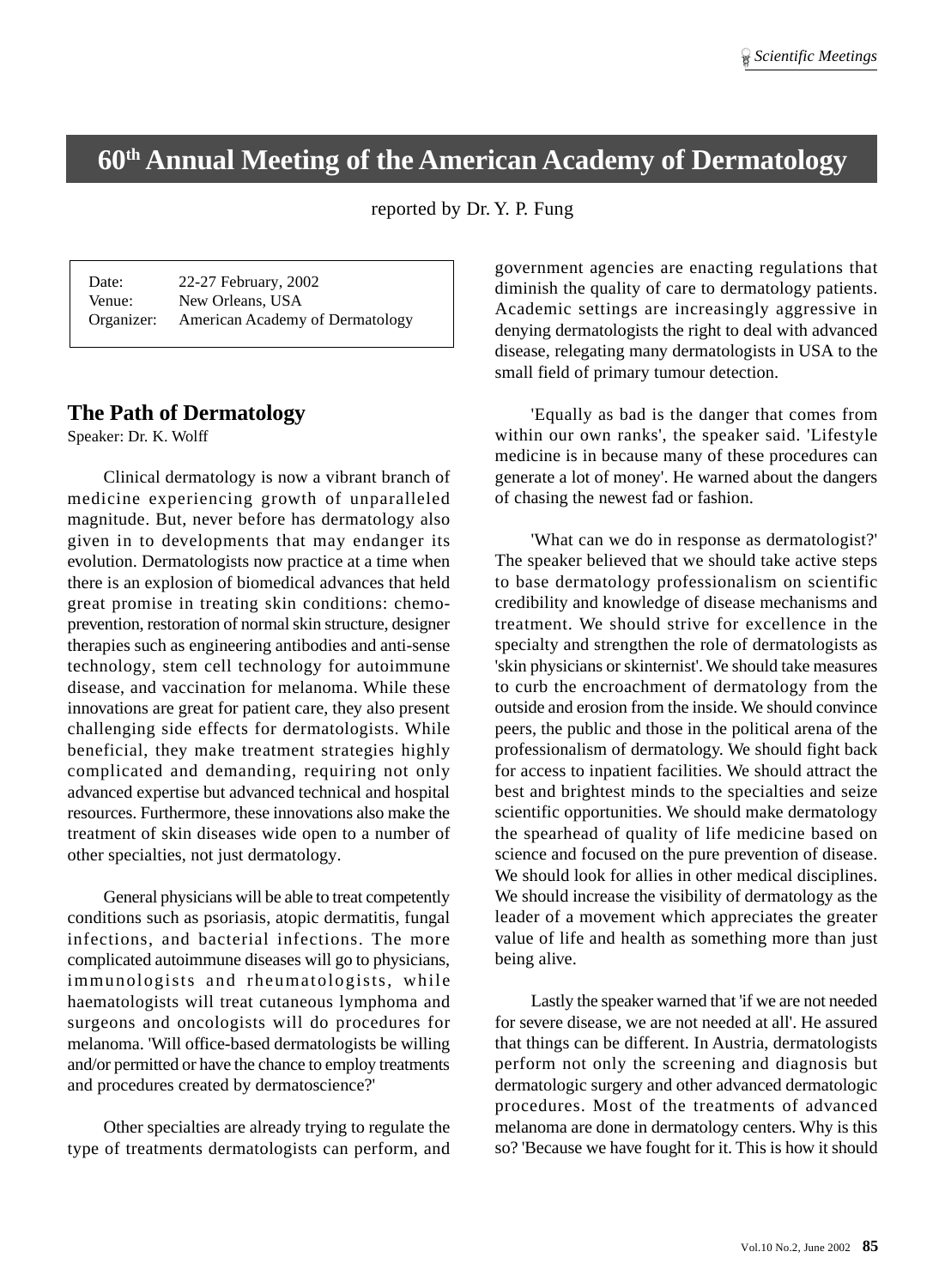# 60th Annual Meeting of the American Academy of Dermatology

reported by Dr. Y. P. Fung

| | |
|---|---|
| Date: | 22-27 February, 2002 |
| Venue: | New Orleans, USA |
| Organizer: | American Academy of Dermatology |

## The Path of Dermatology

Speaker: Dr. K. Wolff

Clinical dermatology is now a vibrant branch of medicine experiencing growth of unparalleled magnitude. But, never before has dermatology also given in to developments that may endanger its evolution. Dermatologists now practice at a time when there is an explosion of biomedical advances that held great promise in treating skin conditions: chemo-prevention, restoration of normal skin structure, designer therapies such as engineering antibodies and anti-sense technology, stem cell technology for autoimmune disease, and vaccination for melanoma. While these innovations are great for patient care, they also present challenging side effects for dermatologists. While beneficial, they make treatment strategies highly complicated and demanding, requiring not only advanced expertise but advanced technical and hospital resources. Furthermore, these innovations also make the treatment of skin diseases wide open to a number of other specialties, not just dermatology.

General physicians will be able to treat competently conditions such as psoriasis, atopic dermatitis, fungal infections, and bacterial infections. The more complicated autoimmune diseases will go to physicians, immunologists and rheumatologists, while haematologists will treat cutaneous lymphoma and surgeons and oncologists will do procedures for melanoma. 'Will office-based dermatologists be willing and/or permitted or have the chance to employ treatments and procedures created by dermatoscience?'

Other specialties are already trying to regulate the type of treatments dermatologists can perform, and government agencies are enacting regulations that diminish the quality of care to dermatology patients. Academic settings are increasingly aggressive in denying dermatologists the right to deal with advanced disease, relegating many dermatologists in USA to the small field of primary tumour detection.

'Equally as bad is the danger that comes from within our own ranks', the speaker said. 'Lifestyle medicine is in because many of these procedures can generate a lot of money'. He warned about the dangers of chasing the newest fad or fashion.

'What can we do in response as dermatologist?' The speaker believed that we should take active steps to base dermatology professionalism on scientific credibility and knowledge of disease mechanisms and treatment. We should strive for excellence in the specialty and strengthen the role of dermatologists as 'skin physicians or skinternist'. We should take measures to curb the encroachment of dermatology from the outside and erosion from the inside. We should convince peers, the public and those in the political arena of the professionalism of dermatology. We should fight back for access to inpatient facilities. We should attract the best and brightest minds to the specialties and seize scientific opportunities. We should make dermatology the spearhead of quality of life medicine based on science and focused on the pure prevention of disease. We should look for allies in other medical disciplines. We should increase the visibility of dermatology as the leader of a movement which appreciates the greater value of life and health as something more than just being alive.

Lastly the speaker warned that 'if we are not needed for severe disease, we are not needed at all'. He assured that things can be different. In Austria, dermatologists perform not only the screening and diagnosis but dermatologic surgery and other advanced dermatologic procedures. Most of the treatments of advanced melanoma are done in dermatology centers. Why is this so? 'Because we have fought for it. This is how it should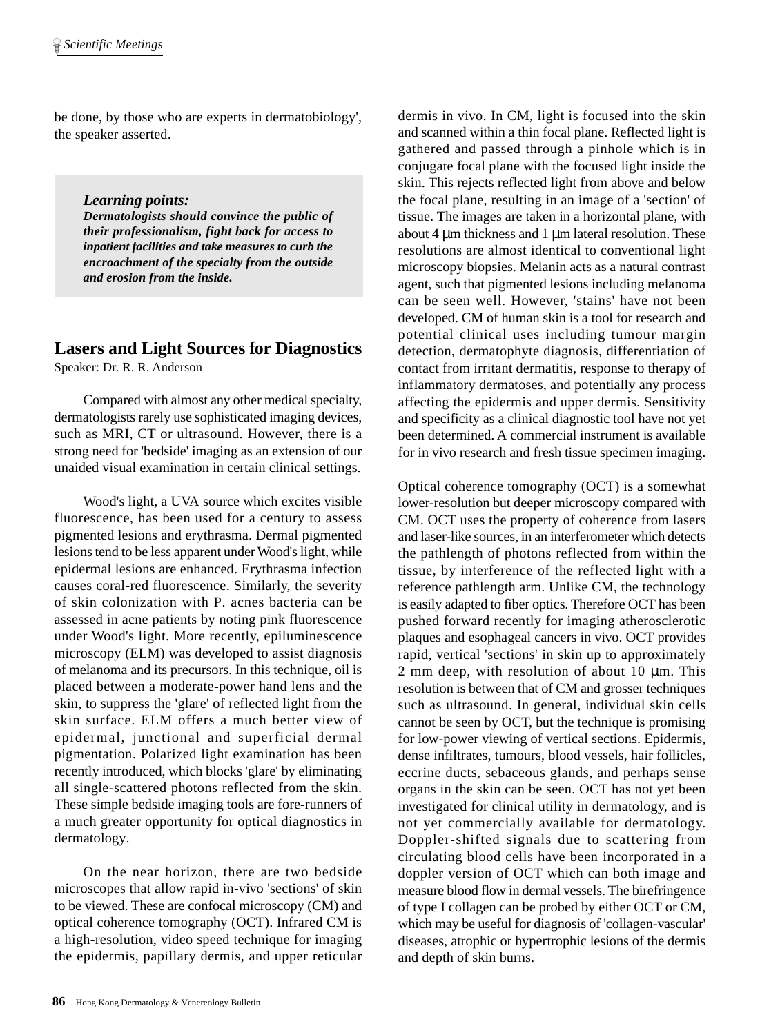be done, by those who are experts in dermatobiology', the speaker asserted.

> ***Learning points:***
> ***Dermatologists should convince the public of their professionalism, fight back for access to inpatient facilities and take measures to curb the encroachment of the specialty from the outside and erosion from the inside.***

## Lasers and Light Sources for Diagnostics

Speaker: Dr. R. R. Anderson

Compared with almost any other medical specialty, dermatologists rarely use sophisticated imaging devices, such as MRI, CT or ultrasound. However, there is a strong need for 'bedside' imaging as an extension of our unaided visual examination in certain clinical settings.

Wood's light, a UVA source which excites visible fluorescence, has been used for a century to assess pigmented lesions and erythrasma. Dermal pigmented lesions tend to be less apparent under Wood's light, while epidermal lesions are enhanced. Erythrasma infection causes coral-red fluorescence. Similarly, the severity of skin colonization with P. acnes bacteria can be assessed in acne patients by noting pink fluorescence under Wood's light. More recently, epiluminescence microscopy (ELM) was developed to assist diagnosis of melanoma and its precursors. In this technique, oil is placed between a moderate-power hand lens and the skin, to suppress the 'glare' of reflected light from the skin surface. ELM offers a much better view of epidermal, junctional and superficial dermal pigmentation. Polarized light examination has been recently introduced, which blocks 'glare' by eliminating all single-scattered photons reflected from the skin. These simple bedside imaging tools are fore-runners of a much greater opportunity for optical diagnostics in dermatology.

On the near horizon, there are two bedside microscopes that allow rapid in-vivo 'sections' of skin to be viewed. These are confocal microscopy (CM) and optical coherence tomography (OCT). Infrared CM is a high-resolution, video speed technique for imaging the epidermis, papillary dermis, and upper reticular dermis in vivo. In CM, light is focused into the skin and scanned within a thin focal plane. Reflected light is gathered and passed through a pinhole which is in conjugate focal plane with the focused light inside the skin. This rejects reflected light from above and below the focal plane, resulting in an image of a 'section' of tissue. The images are taken in a horizontal plane, with about 4 μm thickness and 1 μm lateral resolution. These resolutions are almost identical to conventional light microscopy biopsies. Melanin acts as a natural contrast agent, such that pigmented lesions including melanoma can be seen well. However, 'stains' have not been developed. CM of human skin is a tool for research and potential clinical uses including tumour margin detection, dermatophyte diagnosis, differentiation of contact from irritant dermatitis, response to therapy of inflammatory dermatoses, and potentially any process affecting the epidermis and upper dermis. Sensitivity and specificity as a clinical diagnostic tool have not yet been determined. A commercial instrument is available for in vivo research and fresh tissue specimen imaging.

Optical coherence tomography (OCT) is a somewhat lower-resolution but deeper microscopy compared with CM. OCT uses the property of coherence from lasers and laser-like sources, in an interferometer which detects the pathlength of photons reflected from within the tissue, by interference of the reflected light with a reference pathlength arm. Unlike CM, the technology is easily adapted to fiber optics. Therefore OCT has been pushed forward recently for imaging atherosclerotic plaques and esophageal cancers in vivo. OCT provides rapid, vertical 'sections' in skin up to approximately 2 mm deep, with resolution of about 10 μm. This resolution is between that of CM and grosser techniques such as ultrasound. In general, individual skin cells cannot be seen by OCT, but the technique is promising for low-power viewing of vertical sections. Epidermis, dense infiltrates, tumours, blood vessels, hair follicles, eccrine ducts, sebaceous glands, and perhaps sense organs in the skin can be seen. OCT has not yet been investigated for clinical utility in dermatology, and is not yet commercially available for dermatology. Doppler-shifted signals due to scattering from circulating blood cells have been incorporated in a doppler version of OCT which can both image and measure blood flow in dermal vessels. The birefringence of type I collagen can be probed by either OCT or CM, which may be useful for diagnosis of 'collagen-vascular' diseases, atrophic or hypertrophic lesions of the dermis and depth of skin burns.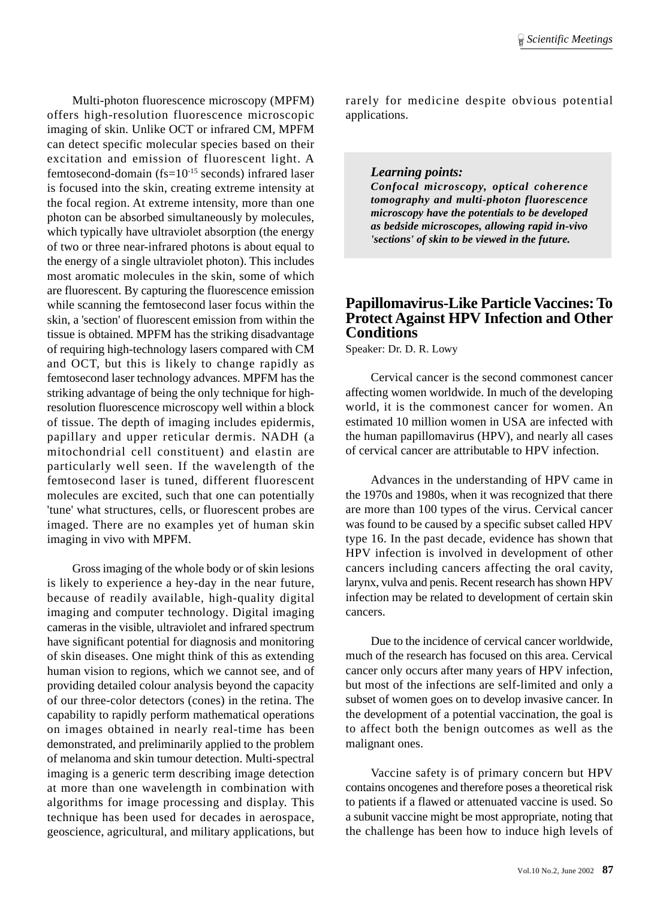Multi-photon fluorescence microscopy (MPFM) offers high-resolution fluorescence microscopic imaging of skin. Unlike OCT or infrared CM, MPFM can detect specific molecular species based on their excitation and emission of fluorescent light. A femtosecond-domain (fs=$10^{-15}$ seconds) infrared laser is focused into the skin, creating extreme intensity at the focal region. At extreme intensity, more than one photon can be absorbed simultaneously by molecules, which typically have ultraviolet absorption (the energy of two or three near-infrared photons is about equal to the energy of a single ultraviolet photon). This includes most aromatic molecules in the skin, some of which are fluorescent. By capturing the fluorescence emission while scanning the femtosecond laser focus within the skin, a 'section' of fluorescent emission from within the tissue is obtained. MPFM has the striking disadvantage of requiring high-technology lasers compared with CM and OCT, but this is likely to change rapidly as femtosecond laser technology advances. MPFM has the striking advantage of being the only technique for high-resolution fluorescence microscopy well within a block of tissue. The depth of imaging includes epidermis, papillary and upper reticular dermis. NADH (a mitochondrial cell constituent) and elastin are particularly well seen. If the wavelength of the femtosecond laser is tuned, different fluorescent molecules are excited, such that one can potentially 'tune' what structures, cells, or fluorescent probes are imaged. There are no examples yet of human skin imaging in vivo with MPFM.

Gross imaging of the whole body or of skin lesions is likely to experience a hey-day in the near future, because of readily available, high-quality digital imaging and computer technology. Digital imaging cameras in the visible, ultraviolet and infrared spectrum have significant potential for diagnosis and monitoring of skin diseases. One might think of this as extending human vision to regions, which we cannot see, and of providing detailed colour analysis beyond the capacity of our three-color detectors (cones) in the retina. The capability to rapidly perform mathematical operations on images obtained in nearly real-time has been demonstrated, and preliminarily applied to the problem of melanoma and skin tumour detection. Multi-spectral imaging is a generic term describing image detection at more than one wavelength in combination with algorithms for image processing and display. This technique has been used for decades in aerospace, geoscience, agricultural, and military applications, but rarely for medicine despite obvious potential applications.

> ***Learning points:***
> ***Confocal microscopy, optical coherence tomography and multi-photon fluorescence microscopy have the potentials to be developed as bedside microscopes, allowing rapid in-vivo 'sections' of skin to be viewed in the future.***

## Papillomavirus-Like Particle Vaccines: To Protect Against HPV Infection and Other Conditions

Speaker: Dr. D. R. Lowy

Cervical cancer is the second commonest cancer affecting women worldwide. In much of the developing world, it is the commonest cancer for women. An estimated 10 million women in USA are infected with the human papillomavirus (HPV), and nearly all cases of cervical cancer are attributable to HPV infection.

Advances in the understanding of HPV came in the 1970s and 1980s, when it was recognized that there are more than 100 types of the virus. Cervical cancer was found to be caused by a specific subset called HPV type 16. In the past decade, evidence has shown that HPV infection is involved in development of other cancers including cancers affecting the oral cavity, larynx, vulva and penis. Recent research has shown HPV infection may be related to development of certain skin cancers.

Due to the incidence of cervical cancer worldwide, much of the research has focused on this area. Cervical cancer only occurs after many years of HPV infection, but most of the infections are self-limited and only a subset of women goes on to develop invasive cancer. In the development of a potential vaccination, the goal is to affect both the benign outcomes as well as the malignant ones.

Vaccine safety is of primary concern but HPV contains oncogenes and therefore poses a theoretical risk to patients if a flawed or attenuated vaccine is used. So a subunit vaccine might be most appropriate, noting that the challenge has been how to induce high levels of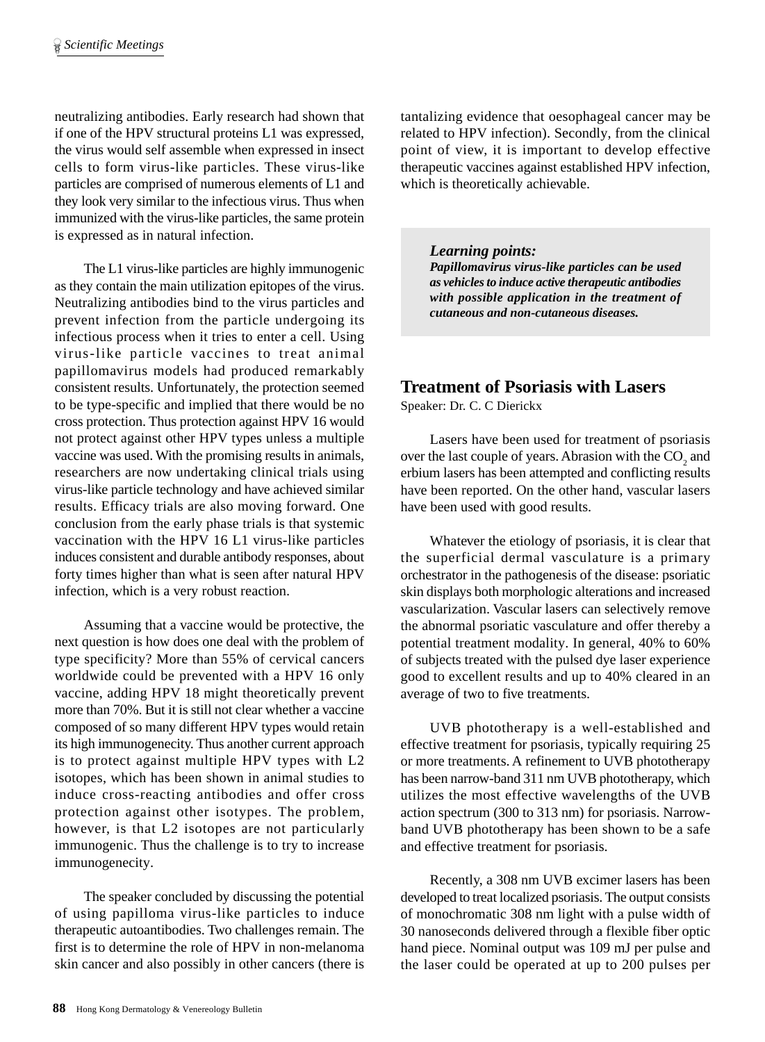neutralizing antibodies. Early research had shown that if one of the HPV structural proteins L1 was expressed, the virus would self assemble when expressed in insect cells to form virus-like particles. These virus-like particles are comprised of numerous elements of L1 and they look very similar to the infectious virus. Thus when immunized with the virus-like particles, the same protein is expressed as in natural infection.

The L1 virus-like particles are highly immunogenic as they contain the main utilization epitopes of the virus. Neutralizing antibodies bind to the virus particles and prevent infection from the particle undergoing its infectious process when it tries to enter a cell. Using virus-like particle vaccines to treat animal papillomavirus models had produced remarkably consistent results. Unfortunately, the protection seemed to be type-specific and implied that there would be no cross protection. Thus protection against HPV 16 would not protect against other HPV types unless a multiple vaccine was used. With the promising results in animals, researchers are now undertaking clinical trials using virus-like particle technology and have achieved similar results. Efficacy trials are also moving forward. One conclusion from the early phase trials is that systemic vaccination with the HPV 16 L1 virus-like particles induces consistent and durable antibody responses, about forty times higher than what is seen after natural HPV infection, which is a very robust reaction.

Assuming that a vaccine would be protective, the next question is how does one deal with the problem of type specificity? More than 55% of cervical cancers worldwide could be prevented with a HPV 16 only vaccine, adding HPV 18 might theoretically prevent more than 70%. But it is still not clear whether a vaccine composed of so many different HPV types would retain its high immunogenecity. Thus another current approach is to protect against multiple HPV types with L2 isotopes, which has been shown in animal studies to induce cross-reacting antibodies and offer cross protection against other isotypes. The problem, however, is that L2 isotopes are not particularly immunogenic. Thus the challenge is to try to increase immunogenecity.

The speaker concluded by discussing the potential of using papilloma virus-like particles to induce therapeutic autoantibodies. Two challenges remain. The first is to determine the role of HPV in non-melanoma skin cancer and also possibly in other cancers (there is tantalizing evidence that oesophageal cancer may be related to HPV infection). Secondly, from the clinical point of view, it is important to develop effective therapeutic vaccines against established HPV infection, which is theoretically achievable.

> ***Learning points:***
> ***Papillomavirus virus-like particles can be used as vehicles to induce active therapeutic antibodies with possible application in the treatment of cutaneous and non-cutaneous diseases.***

## Treatment of Psoriasis with Lasers

Speaker: Dr. C. C Dierickx

Lasers have been used for treatment of psoriasis over the last couple of years. Abrasion with the $CO_2$ and erbium lasers has been attempted and conflicting results have been reported. On the other hand, vascular lasers have been used with good results.

Whatever the etiology of psoriasis, it is clear that the superficial dermal vasculature is a primary orchestrator in the pathogenesis of the disease: psoriatic skin displays both morphologic alterations and increased vascularization. Vascular lasers can selectively remove the abnormal psoriatic vasculature and offer thereby a potential treatment modality. In general, 40% to 60% of subjects treated with the pulsed dye laser experience good to excellent results and up to 40% cleared in an average of two to five treatments.

UVB phototherapy is a well-established and effective treatment for psoriasis, typically requiring 25 or more treatments. A refinement to UVB phototherapy has been narrow-band 311 nm UVB phototherapy, which utilizes the most effective wavelengths of the UVB action spectrum (300 to 313 nm) for psoriasis. Narrow-band UVB phototherapy has been shown to be a safe and effective treatment for psoriasis.

Recently, a 308 nm UVB excimer lasers has been developed to treat localized psoriasis. The output consists of monochromatic 308 nm light with a pulse width of 30 nanoseconds delivered through a flexible fiber optic hand piece. Nominal output was 109 mJ per pulse and the laser could be operated at up to 200 pulses per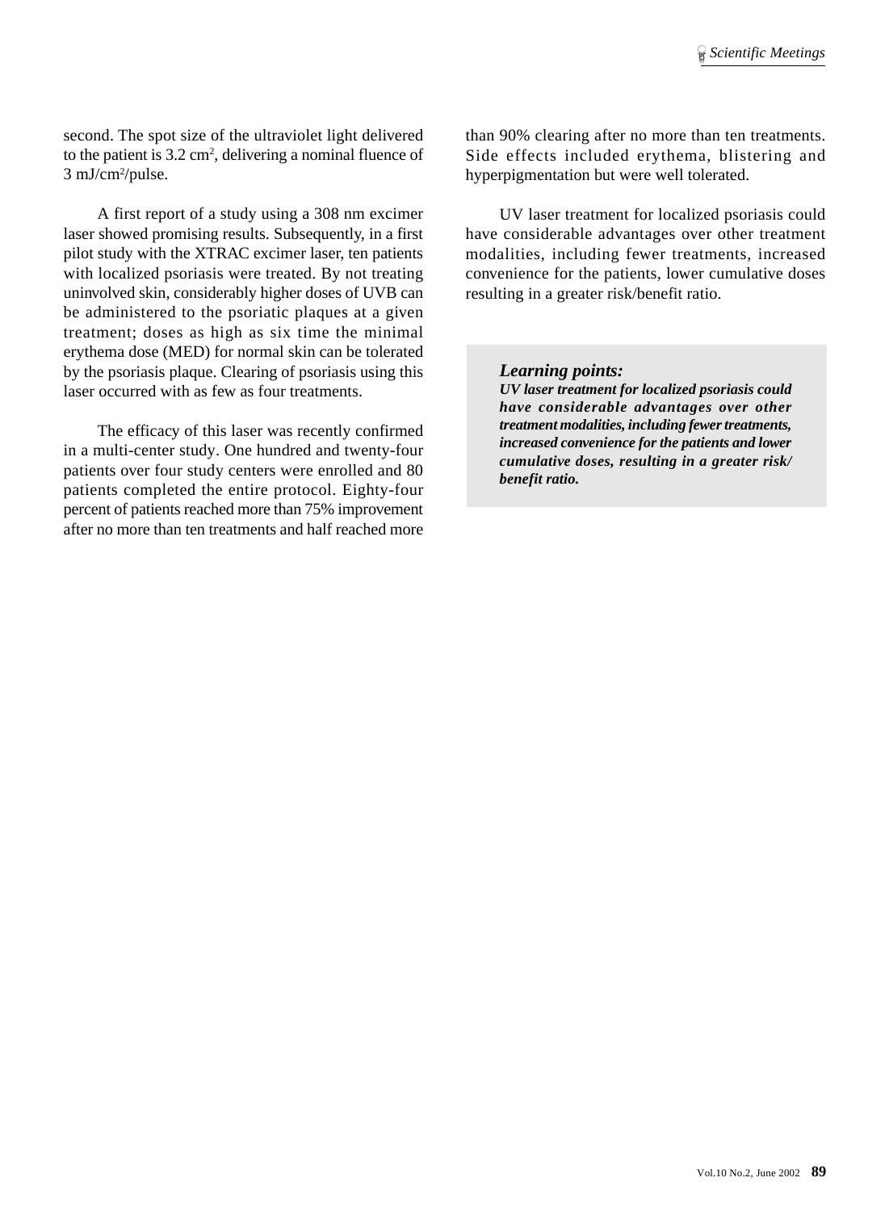second. The spot size of the ultraviolet light delivered to the patient is 3.2 $cm^2$, delivering a nominal fluence of 3 $mJ/cm^2$/pulse.

A first report of a study using a 308 nm excimer laser showed promising results. Subsequently, in a first pilot study with the XTRAC excimer laser, ten patients with localized psoriasis were treated. By not treating uninvolved skin, considerably higher doses of UVB can be administered to the psoriatic plaques at a given treatment; doses as high as six time the minimal erythema dose (MED) for normal skin can be tolerated by the psoriasis plaque. Clearing of psoriasis using this laser occurred with as few as four treatments.

The efficacy of this laser was recently confirmed in a multi-center study. One hundred and twenty-four patients over four study centers were enrolled and 80 patients completed the entire protocol. Eighty-four percent of patients reached more than 75% improvement after no more than ten treatments and half reached more than 90% clearing after no more than ten treatments. Side effects included erythema, blistering and hyperpigmentation but were well tolerated.

UV laser treatment for localized psoriasis could have considerable advantages over other treatment modalities, including fewer treatments, increased convenience for the patients, lower cumulative doses resulting in a greater risk/benefit ratio.

> ***Learning points:***
> ***UV laser treatment for localized psoriasis could have considerable advantages over other treatment modalities, including fewer treatments, increased convenience for the patients and lower cumulative doses, resulting in a greater risk/benefit ratio.***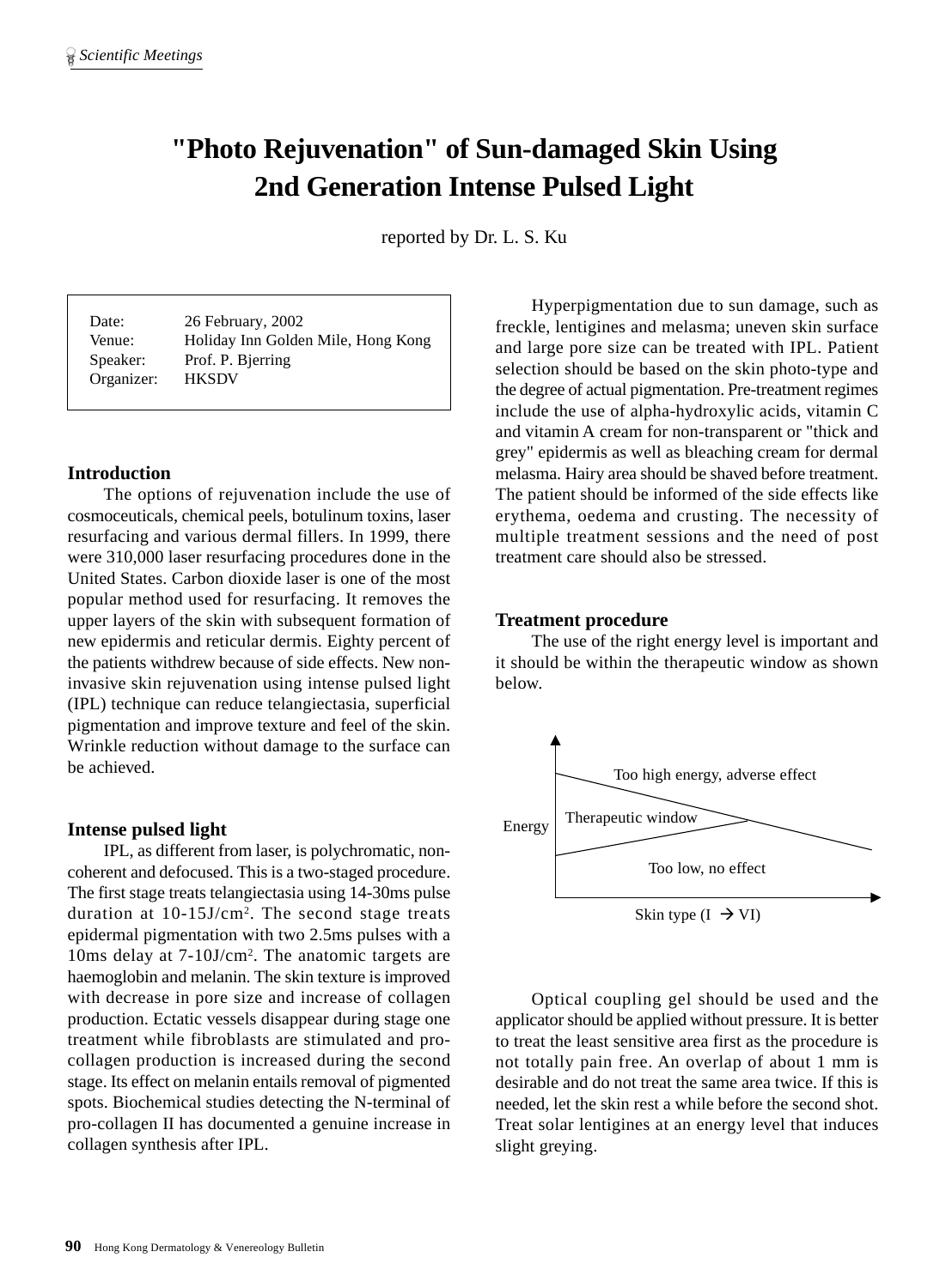# "Photo Rejuvenation" of Sun-damaged Skin Using 2nd Generation Intense Pulsed Light

reported by Dr. L. S. Ku

| | |
|---|---|
| Date: | 26 February, 2002 |
| Venue: | Holiday Inn Golden Mile, Hong Kong |
| Speaker: | Prof. P. Bjerring |
| Organizer: | HKSDV |

## Introduction

The options of rejuvenation include the use of cosmoceuticals, chemical peels, botulinum toxins, laser resurfacing and various dermal fillers. In 1999, there were 310,000 laser resurfacing procedures done in the United States. Carbon dioxide laser is one of the most popular method used for resurfacing. It removes the upper layers of the skin with subsequent formation of new epidermis and reticular dermis. Eighty percent of the patients withdrew because of side effects. New non-invasive skin rejuvenation using intense pulsed light (IPL) technique can reduce telangiectasia, superficial pigmentation and improve texture and feel of the skin. Wrinkle reduction without damage to the surface can be achieved.

## Intense pulsed light

IPL, as different from laser, is polychromatic, non-coherent and defocused. This is a two-staged procedure. The first stage treats telangiectasia using 14-30ms pulse duration at 10-15J/cm$^2$. The second stage treats epidermal pigmentation with two 2.5ms pulses with a 10ms delay at 7-10J/cm$^2$. The anatomic targets are haemoglobin and melanin. The skin texture is improved with decrease in pore size and increase of collagen production. Ectatic vessels disappear during stage one treatment while fibroblasts are stimulated and pro-collagen production is increased during the second stage. Its effect on melanin entails removal of pigmented spots. Biochemical studies detecting the N-terminal of pro-collagen II has documented a genuine increase in collagen synthesis after IPL.

Hyperpigmentation due to sun damage, such as freckle, lentigines and melasma; uneven skin surface and large pore size can be treated with IPL. Patient selection should be based on the skin photo-type and the degree of actual pigmentation. Pre-treatment regimes include the use of alpha-hydroxylic acids, vitamin C and vitamin A cream for non-transparent or "thick and grey" epidermis as well as bleaching cream for dermal melasma. Hairy area should be shaved before treatment. The patient should be informed of the side effects like erythema, oedema and crusting. The necessity of multiple treatment sessions and the need of post treatment care should also be stressed.

## Treatment procedure

The use of the right energy level is important and it should be within the therapeutic window as shown below.

Energy — Too high energy, adverse effect / Therapeutic window / Too low, no effect — Skin type (I → VI)

Optical coupling gel should be used and the applicator should be applied without pressure. It is better to treat the least sensitive area first as the procedure is not totally pain free. An overlap of about 1 mm is desirable and do not treat the same area twice. If this is needed, let the skin rest a while before the second shot. Treat solar lentigines at an energy level that induces slight greying.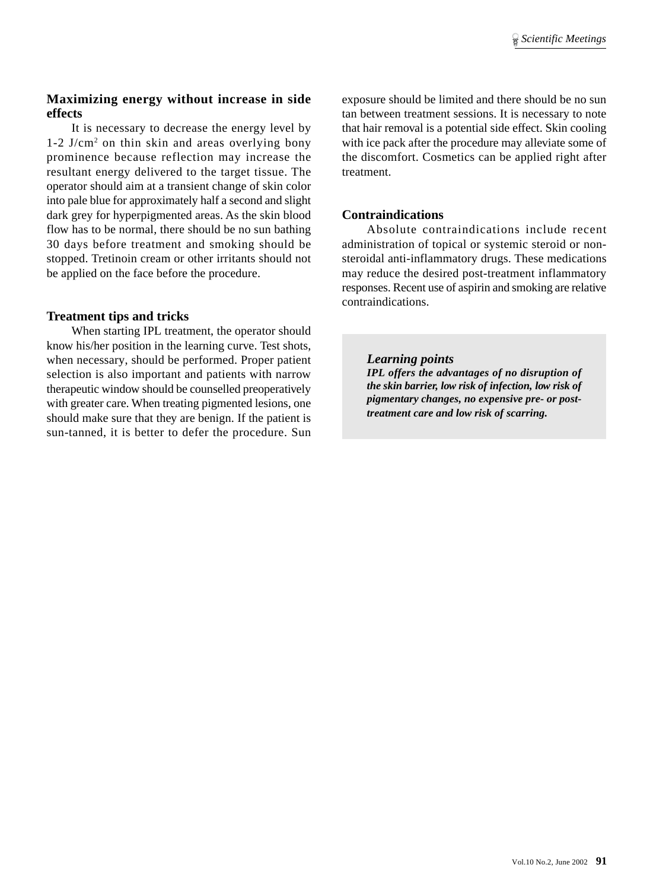### Maximizing energy without increase in side effects

It is necessary to decrease the energy level by 1-2 J/cm$^2$ on thin skin and areas overlying bony prominence because reflection may increase the resultant energy delivered to the target tissue. The operator should aim at a transient change of skin color into pale blue for approximately half a second and slight dark grey for hyperpigmented areas. As the skin blood flow has to be normal, there should be no sun bathing 30 days before treatment and smoking should be stopped. Tretinoin cream or other irritants should not be applied on the face before the procedure.

### Treatment tips and tricks

When starting IPL treatment, the operator should know his/her position in the learning curve. Test shots, when necessary, should be performed. Proper patient selection is also important and patients with narrow therapeutic window should be counselled preoperatively with greater care. When treating pigmented lesions, one should make sure that they are benign. If the patient is sun-tanned, it is better to defer the procedure. Sun exposure should be limited and there should be no sun tan between treatment sessions. It is necessary to note that hair removal is a potential side effect. Skin cooling with ice pack after the procedure may alleviate some of the discomfort. Cosmetics can be applied right after treatment.

### Contraindications

Absolute contraindications include recent administration of topical or systemic steroid or non-steroidal anti-inflammatory drugs. These medications may reduce the desired post-treatment inflammatory responses. Recent use of aspirin and smoking are relative contraindications.

> ***Learning points***
> ***IPL offers the advantages of no disruption of the skin barrier, low risk of infection, low risk of pigmentary changes, no expensive pre- or post-treatment care and low risk of scarring.***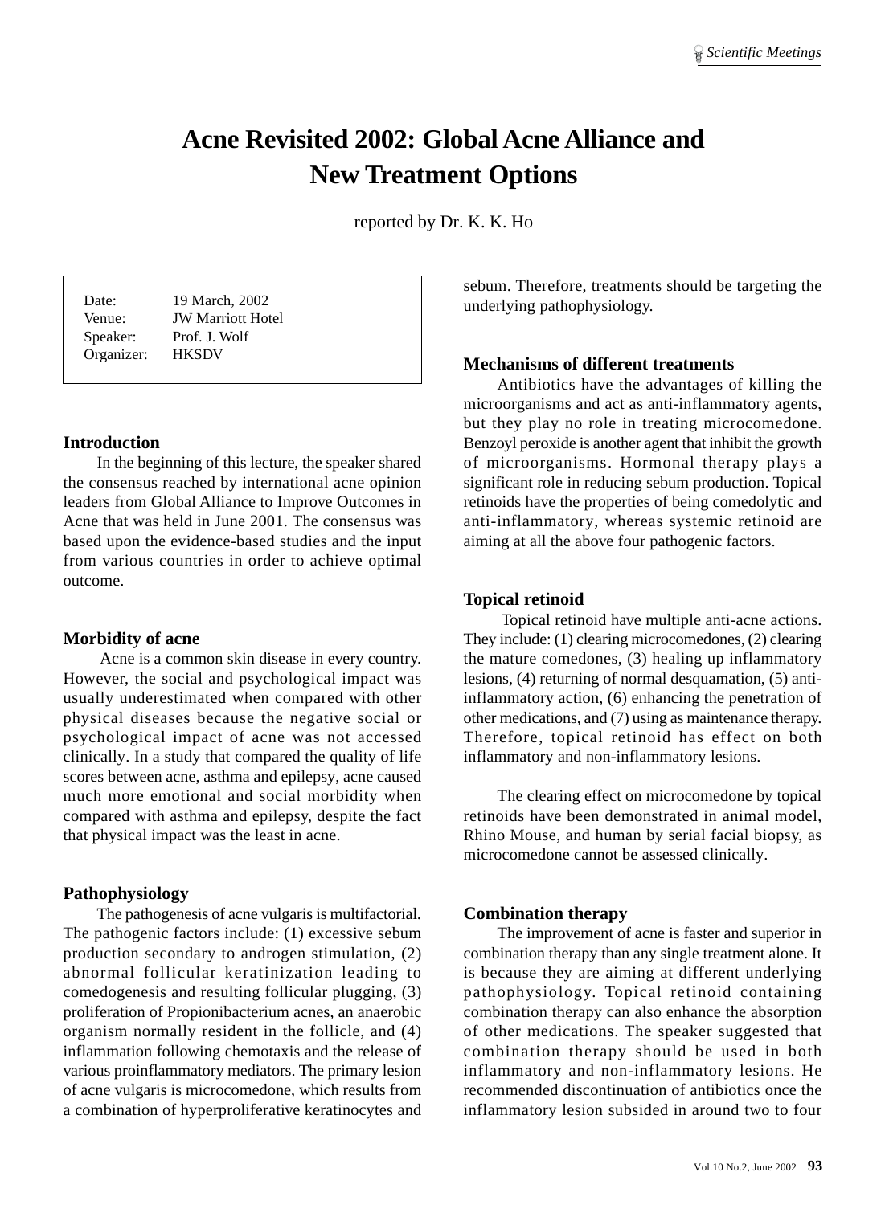# Acne Revisited 2002: Global Acne Alliance and New Treatment Options

reported by Dr. K. K. Ho

| | |
|---|---|
| Date: | 19 March, 2002 |
| Venue: | JW Marriott Hotel |
| Speaker: | Prof. J. Wolf |
| Organizer: | HKSDV |

### Introduction

In the beginning of this lecture, the speaker shared the consensus reached by international acne opinion leaders from Global Alliance to Improve Outcomes in Acne that was held in June 2001. The consensus was based upon the evidence-based studies and the input from various countries in order to achieve optimal outcome.

### Morbidity of acne

Acne is a common skin disease in every country. However, the social and psychological impact was usually underestimated when compared with other physical diseases because the negative social or psychological impact of acne was not accessed clinically. In a study that compared the quality of life scores between acne, asthma and epilepsy, acne caused much more emotional and social morbidity when compared with asthma and epilepsy, despite the fact that physical impact was the least in acne.

### Pathophysiology

The pathogenesis of acne vulgaris is multifactorial. The pathogenic factors include: (1) excessive sebum production secondary to androgen stimulation, (2) abnormal follicular keratinization leading to comedogenesis and resulting follicular plugging, (3) proliferation of Propionibacterium acnes, an anaerobic organism normally resident in the follicle, and (4) inflammation following chemotaxis and the release of various proinflammatory mediators. The primary lesion of acne vulgaris is microcomedone, which results from a combination of hyperproliferative keratinocytes and sebum. Therefore, treatments should be targeting the underlying pathophysiology.

### Mechanisms of different treatments

Antibiotics have the advantages of killing the microorganisms and act as anti-inflammatory agents, but they play no role in treating microcomedone. Benzoyl peroxide is another agent that inhibit the growth of microorganisms. Hormonal therapy plays a significant role in reducing sebum production. Topical retinoids have the properties of being comedolytic and anti-inflammatory, whereas systemic retinoid are aiming at all the above four pathogenic factors.

### Topical retinoid

Topical retinoid have multiple anti-acne actions. They include: (1) clearing microcomedones, (2) clearing the mature comedones, (3) healing up inflammatory lesions, (4) returning of normal desquamation, (5) anti-inflammatory action, (6) enhancing the penetration of other medications, and (7) using as maintenance therapy. Therefore, topical retinoid has effect on both inflammatory and non-inflammatory lesions.

The clearing effect on microcomedone by topical retinoids have been demonstrated in animal model, Rhino Mouse, and human by serial facial biopsy, as microcomedone cannot be assessed clinically.

### Combination therapy

The improvement of acne is faster and superior in combination therapy than any single treatment alone. It is because they are aiming at different underlying pathophysiology. Topical retinoid containing combination therapy can also enhance the absorption of other medications. The speaker suggested that combination therapy should be used in both inflammatory and non-inflammatory lesions. He recommended discontinuation of antibiotics once the inflammatory lesion subsided in around two to four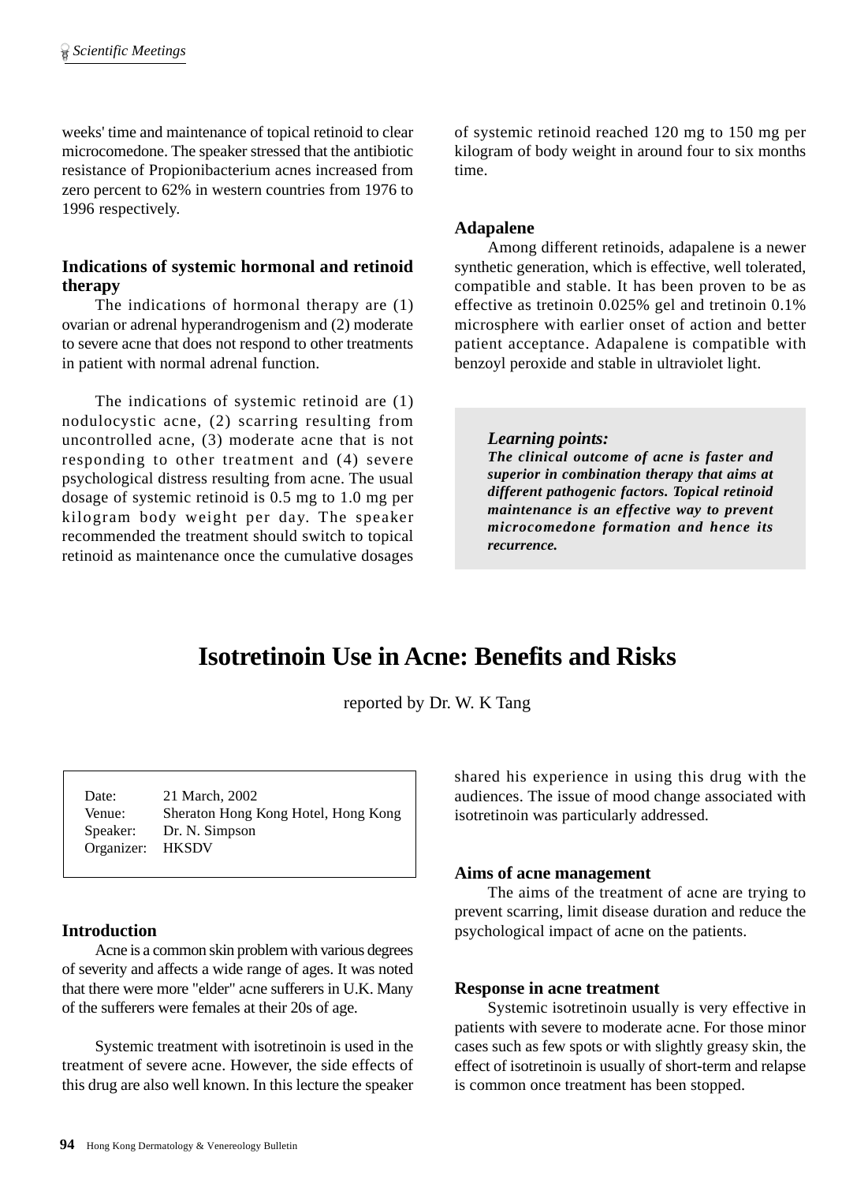weeks' time and maintenance of topical retinoid to clear microcomedone. The speaker stressed that the antibiotic resistance of Propionibacterium acnes increased from zero percent to 62% in western countries from 1976 to 1996 respectively.

### Indications of systemic hormonal and retinoid therapy

The indications of hormonal therapy are (1) ovarian or adrenal hyperandrogenism and (2) moderate to severe acne that does not respond to other treatments in patient with normal adrenal function.

The indications of systemic retinoid are (1) nodulocystic acne, (2) scarring resulting from uncontrolled acne, (3) moderate acne that is not responding to other treatment and (4) severe psychological distress resulting from acne. The usual dosage of systemic retinoid is 0.5 mg to 1.0 mg per kilogram body weight per day. The speaker recommended the treatment should switch to topical retinoid as maintenance once the cumulative dosages of systemic retinoid reached 120 mg to 150 mg per kilogram of body weight in around four to six months time.

### Adapalene

Among different retinoids, adapalene is a newer synthetic generation, which is effective, well tolerated, compatible and stable. It has been proven to be as effective as tretinoin 0.025% gel and tretinoin 0.1% microsphere with earlier onset of action and better patient acceptance. Adapalene is compatible with benzoyl peroxide and stable in ultraviolet light.

> ***Learning points:***
> ***The clinical outcome of acne is faster and superior in combination therapy that aims at different pathogenic factors. Topical retinoid maintenance is an effective way to prevent microcomedone formation and hence its recurrence.***

# Isotretinoin Use in Acne: Benefits and Risks

reported by Dr. W. K Tang

| | |
|---|---|
| Date: | 21 March, 2002 |
| Venue: | Sheraton Hong Kong Hotel, Hong Kong |
| Speaker: | Dr. N. Simpson |
| Organizer: | HKSDV |

### Introduction

Acne is a common skin problem with various degrees of severity and affects a wide range of ages. It was noted that there were more "elder" acne sufferers in U.K. Many of the sufferers were females at their 20s of age.

Systemic treatment with isotretinoin is used in the treatment of severe acne. However, the side effects of this drug are also well known. In this lecture the speaker shared his experience in using this drug with the audiences. The issue of mood change associated with isotretinoin was particularly addressed.

### Aims of acne management

The aims of the treatment of acne are trying to prevent scarring, limit disease duration and reduce the psychological impact of acne on the patients.

### Response in acne treatment

Systemic isotretinoin usually is very effective in patients with severe to moderate acne. For those minor cases such as few spots or with slightly greasy skin, the effect of isotretinoin is usually of short-term and relapse is common once treatment has been stopped.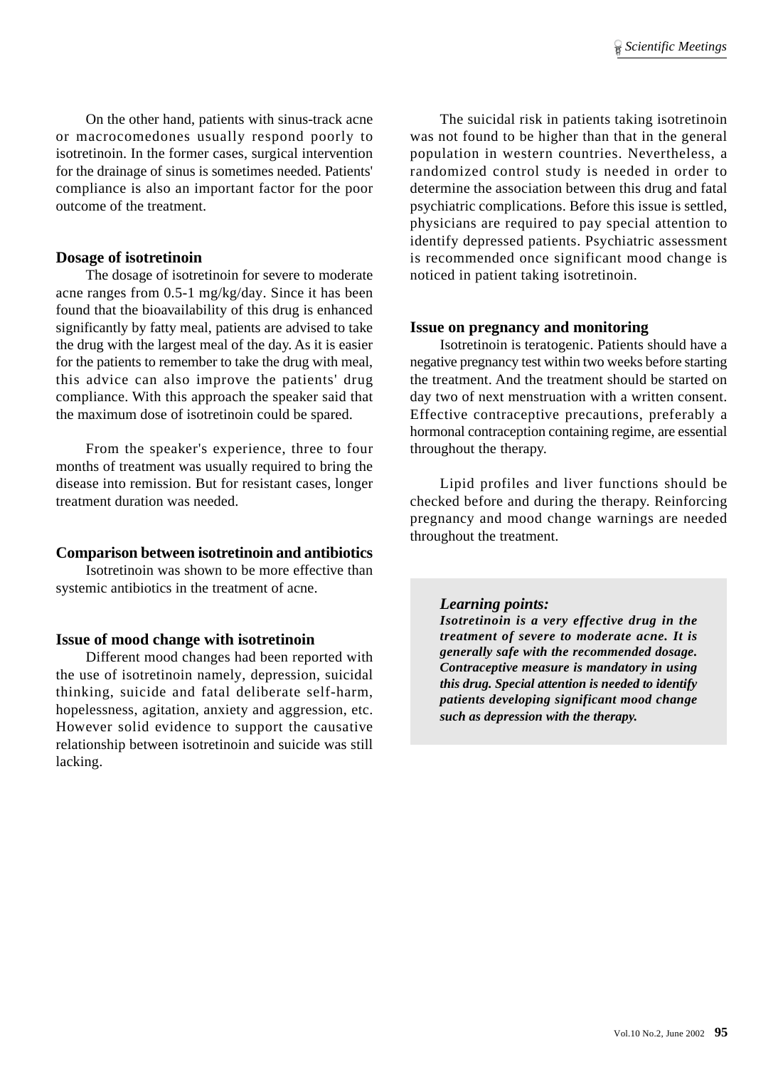On the other hand, patients with sinus-track acne or macrocomedones usually respond poorly to isotretinoin. In the former cases, surgical intervention for the drainage of sinus is sometimes needed. Patients' compliance is also an important factor for the poor outcome of the treatment.

### Dosage of isotretinoin

The dosage of isotretinoin for severe to moderate acne ranges from 0.5-1 mg/kg/day. Since it has been found that the bioavailability of this drug is enhanced significantly by fatty meal, patients are advised to take the drug with the largest meal of the day. As it is easier for the patients to remember to take the drug with meal, this advice can also improve the patients' drug compliance. With this approach the speaker said that the maximum dose of isotretinoin could be spared.

From the speaker's experience, three to four months of treatment was usually required to bring the disease into remission. But for resistant cases, longer treatment duration was needed.

### Comparison between isotretinoin and antibiotics

Isotretinoin was shown to be more effective than systemic antibiotics in the treatment of acne.

### Issue of mood change with isotretinoin

Different mood changes had been reported with the use of isotretinoin namely, depression, suicidal thinking, suicide and fatal deliberate self-harm, hopelessness, agitation, anxiety and aggression, etc. However solid evidence to support the causative relationship between isotretinoin and suicide was still lacking.

The suicidal risk in patients taking isotretinoin was not found to be higher than that in the general population in western countries. Nevertheless, a randomized control study is needed in order to determine the association between this drug and fatal psychiatric complications. Before this issue is settled, physicians are required to pay special attention to identify depressed patients. Psychiatric assessment is recommended once significant mood change is noticed in patient taking isotretinoin.

### Issue on pregnancy and monitoring

Isotretinoin is teratogenic. Patients should have a negative pregnancy test within two weeks before starting the treatment. And the treatment should be started on day two of next menstruation with a written consent. Effective contraceptive precautions, preferably a hormonal contraception containing regime, are essential throughout the therapy.

Lipid profiles and liver functions should be checked before and during the therapy. Reinforcing pregnancy and mood change warnings are needed throughout the treatment.

***Learning points:***

***Isotretinoin is a very effective drug in the treatment of severe to moderate acne. It is generally safe with the recommended dosage. Contraceptive measure is mandatory in using this drug. Special attention is needed to identify patients developing significant mood change such as depression with the therapy.***